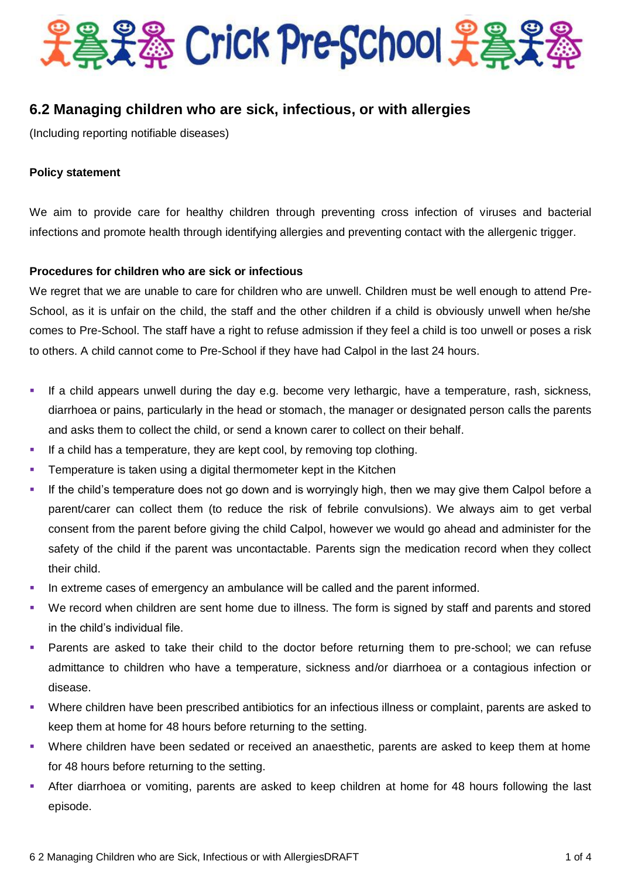Crick Pre-School

## 6.2 Managing children who are sick, infectious, or with allergies

(Including reporting notifiable diseases)

**Policy statement**

We aim to provide care for healthy children through preventing cross infection of viruses and bacterial infections and promote health through identifying allergies and preventing contact with the allergenic trigger.

**Procedures for children who are sick or infectious**

We regret that we are unable to care for children who are unwell. Children must be well enough to attend Pre-School, as it is unfair on the child, the staff and the other children if a child is obviously unwell when he/she comes to Pre-School. The staff have a right to refuse admission if they feel a child is too unwell or poses a risk to others. A child cannot come to Pre-School if they have had Calpol in the last 24 hours.

- If a child appears unwell during the day e.g. become very lethargic, have a temperature, rash, sickness, diarrhoea or pains, particularly in the head or stomach, the manager or designated person calls the parents and asks them to collect the child, or send a known carer to collect on their behalf.
- If a child has a temperature, they are kept cool, by removing top clothing.
- Temperature is taken using a digital thermometer kept in the Kitchen
- If the child's temperature does not go down and is worryingly high, then we may give them Calpol before a parent/carer can collect them (to reduce the risk of febrile convulsions). We always aim to get verbal consent from the parent before giving the child Calpol, however we would go ahead and administer for the safety of the child if the parent was uncontactable. Parents sign the medication record when they collect their child.
- In extreme cases of emergency an ambulance will be called and the parent informed.
- We record when children are sent home due to illness. The form is signed by staff and parents and stored in the child's individual file.
- Parents are asked to take their child to the doctor before returning them to pre-school; we can refuse admittance to children who have a temperature, sickness and/or diarrhoea or a contagious infection or disease.
- Where children have been prescribed antibiotics for an infectious illness or complaint, parents are asked to keep them at home for 48 hours before returning to the setting.
- Where children have been sedated or received an anaesthetic, parents are asked to keep them at home for 48 hours before returning to the setting.
- After diarrhoea or vomiting, parents are asked to keep children at home for 48 hours following the last episode.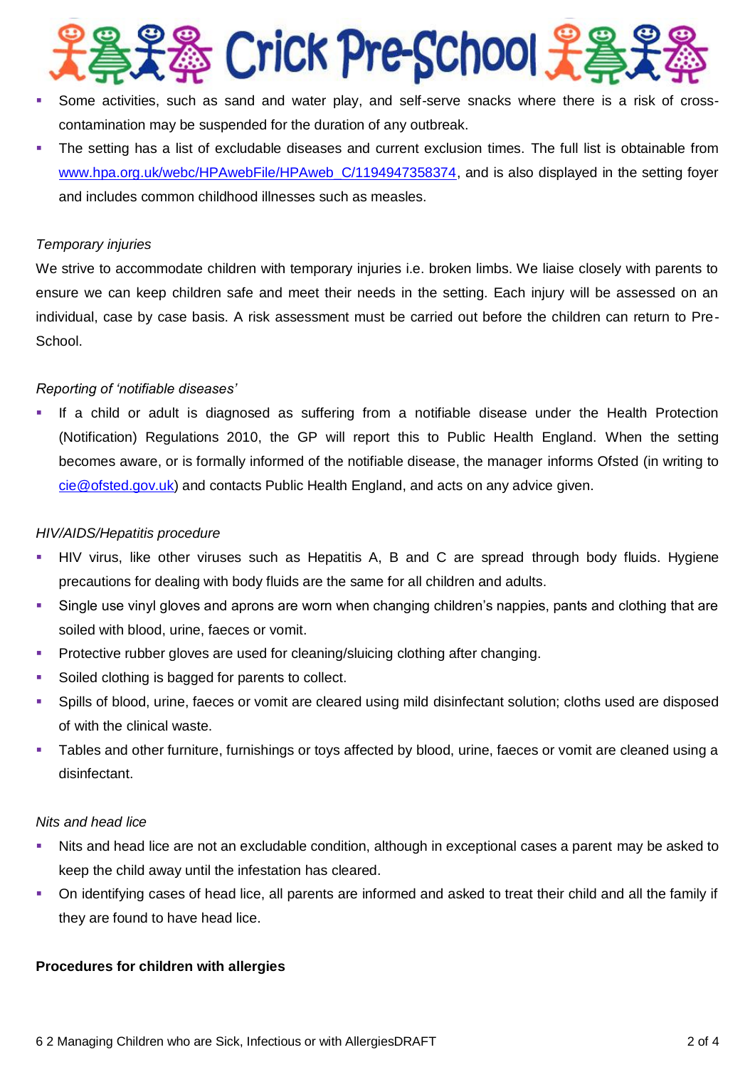- Some activities, such as sand and water play, and self-serve snacks where there is a risk of cross-contamination may be suspended for the duration of any outbreak.
- The setting has a list of excludable diseases and current exclusion times. The full list is obtainable from www.hpa.org.uk/webc/HPAwebFile/HPAweb_C/1194947358374, and is also displayed in the setting foyer and includes common childhood illnesses such as measles.

*Temporary injuries*

We strive to accommodate children with temporary injuries i.e. broken limbs. We liaise closely with parents to ensure we can keep children safe and meet their needs in the setting. Each injury will be assessed on an individual, case by case basis. A risk assessment must be carried out before the children can return to Pre-School.

*Reporting of 'notifiable diseases'*

- If a child or adult is diagnosed as suffering from a notifiable disease under the Health Protection (Notification) Regulations 2010, the GP will report this to Public Health England. When the setting becomes aware, or is formally informed of the notifiable disease, the manager informs Ofsted (in writing to cie@ofsted.gov.uk) and contacts Public Health England, and acts on any advice given.

*HIV/AIDS/Hepatitis procedure*

- HIV virus, like other viruses such as Hepatitis A, B and C are spread through body fluids. Hygiene precautions for dealing with body fluids are the same for all children and adults.
- Single use vinyl gloves and aprons are worn when changing children's nappies, pants and clothing that are soiled with blood, urine, faeces or vomit.
- Protective rubber gloves are used for cleaning/sluicing clothing after changing.
- Soiled clothing is bagged for parents to collect.
- Spills of blood, urine, faeces or vomit are cleared using mild disinfectant solution; cloths used are disposed of with the clinical waste.
- Tables and other furniture, furnishings or toys affected by blood, urine, faeces or vomit are cleaned using a disinfectant.

*Nits and head lice*

- Nits and head lice are not an excludable condition, although in exceptional cases a parent may be asked to keep the child away until the infestation has cleared.
- On identifying cases of head lice, all parents are informed and asked to treat their child and all the family if they are found to have head lice.

**Procedures for children with allergies**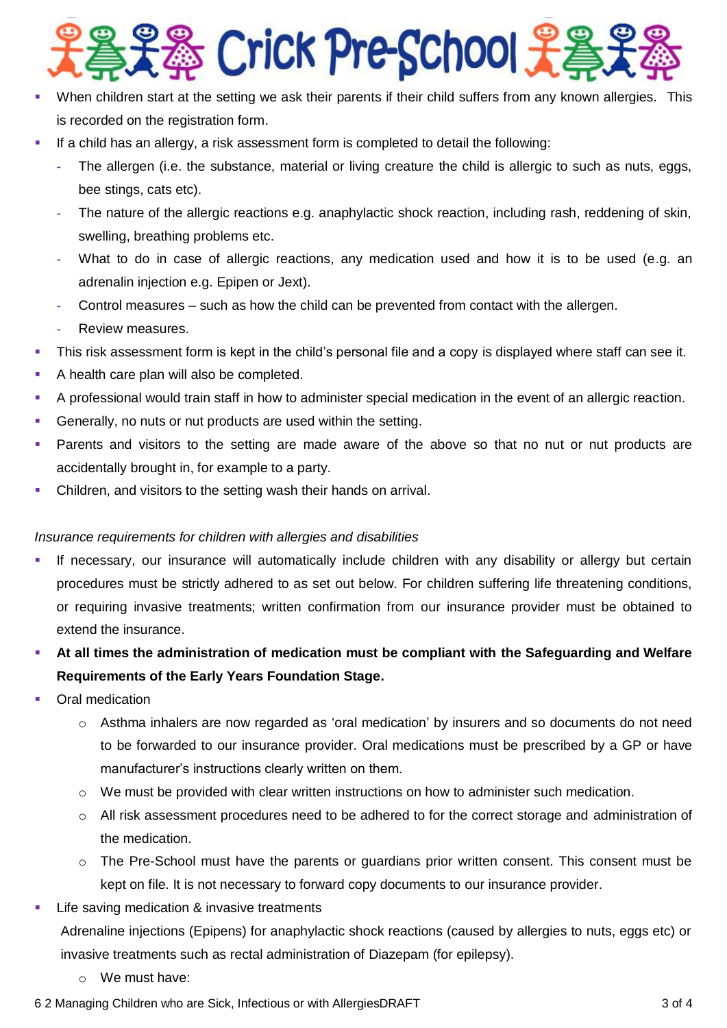- When children start at the setting we ask their parents if their child suffers from any known allergies. This is recorded on the registration form.
- If a child has an allergy, a risk assessment form is completed to detail the following:
  - The allergen (i.e. the substance, material or living creature the child is allergic to such as nuts, eggs, bee stings, cats etc).
  - The nature of the allergic reactions e.g. anaphylactic shock reaction, including rash, reddening of skin, swelling, breathing problems etc.
  - What to do in case of allergic reactions, any medication used and how it is to be used (e.g. an adrenalin injection e.g. Epipen or Jext).
  - Control measures – such as how the child can be prevented from contact with the allergen.
  - Review measures.
- This risk assessment form is kept in the child's personal file and a copy is displayed where staff can see it.
- A health care plan will also be completed.
- A professional would train staff in how to administer special medication in the event of an allergic reaction.
- Generally, no nuts or nut products are used within the setting.
- Parents and visitors to the setting are made aware of the above so that no nut or nut products are accidentally brought in, for example to a party.
- Children, and visitors to the setting wash their hands on arrival.

*Insurance requirements for children with allergies and disabilities*

- If necessary, our insurance will automatically include children with any disability or allergy but certain procedures must be strictly adhered to as set out below. For children suffering life threatening conditions, or requiring invasive treatments; written confirmation from our insurance provider must be obtained to extend the insurance.
- **At all times the administration of medication must be compliant with the Safeguarding and Welfare Requirements of the Early Years Foundation Stage.**
- Oral medication
  - Asthma inhalers are now regarded as 'oral medication' by insurers and so documents do not need to be forwarded to our insurance provider. Oral medications must be prescribed by a GP or have manufacturer's instructions clearly written on them.
  - We must be provided with clear written instructions on how to administer such medication.
  - All risk assessment procedures need to be adhered to for the correct storage and administration of the medication.
  - The Pre-School must have the parents or guardians prior written consent. This consent must be kept on file. It is not necessary to forward copy documents to our insurance provider.
- Life saving medication & invasive treatments

  Adrenaline injections (Epipens) for anaphylactic shock reactions (caused by allergies to nuts, eggs etc) or invasive treatments such as rectal administration of Diazepam (for epilepsy).
  - We must have: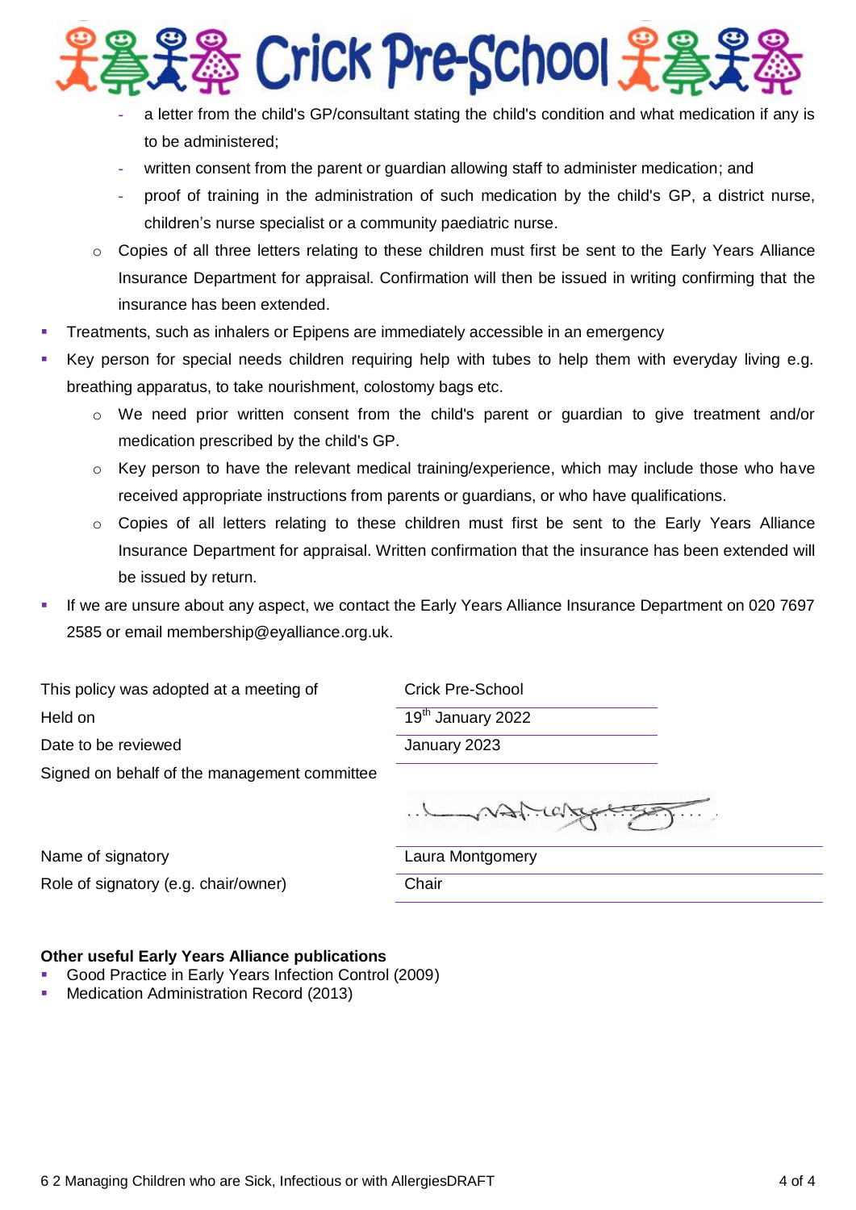- a letter from the child's GP/consultant stating the child's condition and what medication if any is to be administered;
    - written consent from the parent or guardian allowing staff to administer medication; and
    - proof of training in the administration of such medication by the child's GP, a district nurse, children's nurse specialist or a community paediatric nurse.
  - Copies of all three letters relating to these children must first be sent to the Early Years Alliance Insurance Department for appraisal. Confirmation will then be issued in writing confirming that the insurance has been extended.
- Treatments, such as inhalers or Epipens are immediately accessible in an emergency
- Key person for special needs children requiring help with tubes to help them with everyday living e.g. breathing apparatus, to take nourishment, colostomy bags etc.
  - We need prior written consent from the child's parent or guardian to give treatment and/or medication prescribed by the child's GP.
  - Key person to have the relevant medical training/experience, which may include those who have received appropriate instructions from parents or guardians, or who have qualifications.
  - Copies of all letters relating to these children must first be sent to the Early Years Alliance Insurance Department for appraisal. Written confirmation that the insurance has been extended will be issued by return.
- If we are unsure about any aspect, we contact the Early Years Alliance Insurance Department on 020 7697 2585 or email membership@eyalliance.org.uk.

| | |
|---|---|
| This policy was adopted at a meeting of | Crick Pre-School |
| Held on | 19th January 2022 |
| Date to be reviewed | January 2023 |
| Signed on behalf of the management committee | [signature] |
| Name of signatory | Laura Montgomery |
| Role of signatory (e.g. chair/owner) | Chair |

**Other useful Early Years Alliance publications**

- Good Practice in Early Years Infection Control (2009)
- Medication Administration Record (2013)